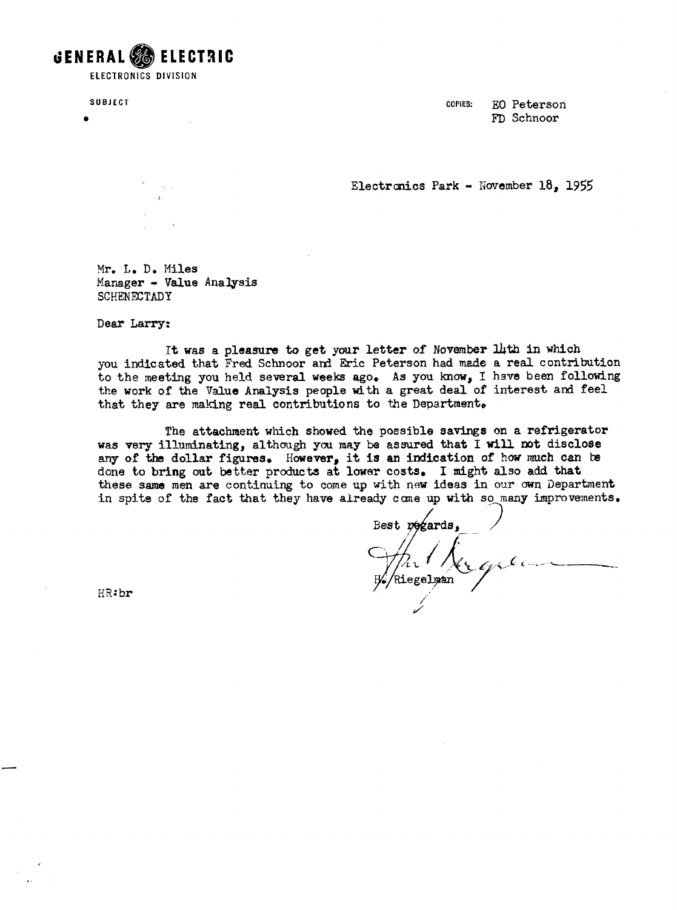**GENERAL ELECTRIC**
ELECTRONICS DIVISION

SUBJECT

COPIES: EO Peterson
FD Schnoor

Electronics Park - November 18, 1955

Mr. L. D. Miles
Manager - Value Analysis
SCHENECTADY

Dear Larry:

It was a pleasure to get your letter of November 14th in which you indicated that Fred Schnoor and Eric Peterson had made a real contribution to the meeting you held several weeks ago. As you know, I have been following the work of the Value Analysis people with a great deal of interest and feel that they are making real contributions to the Department.

The attachment which showed the possible savings on a refrigerator was very illuminating, although you may be assured that I will not disclose any of the dollar figures. However, it is an indication of how much can be done to bring out better products at lower costs. I might also add that these same men are continuing to come up with new ideas in our own Department in spite of the fact that they have already come up with so many improvements.

Best regards,

H. Riegelman

HR:br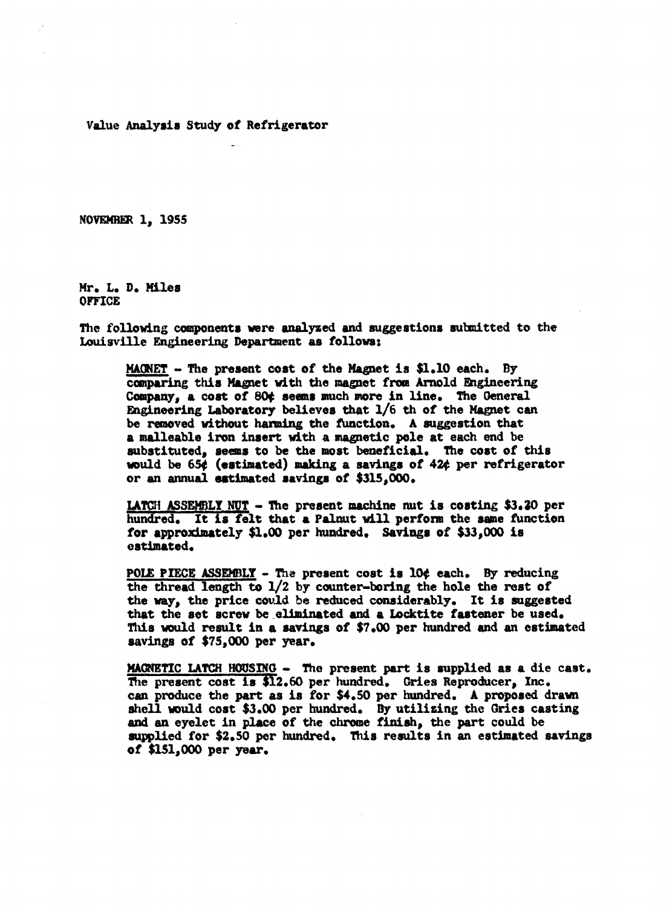Value Analysis Study of Refrigerator

NOVEMBER 1, 1955

Mr. L. D. Miles
OFFICE

The following components were analyzed and suggestions submitted to the Louisville Engineering Department as follows:

> <u>MAGNET</u> - The present cost of the Magnet is $1.10 each. By comparing this Magnet with the magnet from Arnold Engineering Company, a cost of 80¢ seems much more in line. The General Engineering Laboratory believes that 1/6 th of the Magnet can be removed without harming the function. A suggestion that a malleable iron insert with a magnetic pole at each end be substituted, seems to be the most beneficial. The cost of this would be 65¢ (estimated) making a savings of 42¢ per refrigerator or an annual estimated savings of $315,000.
>
> <u>LATCH ASSEMBLY NUT</u> - The present machine nut is costing $3.20 per hundred. It is felt that a Palnut will perform the same function for approximately $1.00 per hundred. Savings of $33,000 is estimated.
>
> <u>POLE PIECE ASSEMBLY</u> - The present cost is 10¢ each. By reducing the thread length to 1/2 by counter-boring the hole the rest of the way, the price could be reduced considerably. It is suggested that the set screw be eliminated and a Locktite fastener be used. This would result in a savings of $7.00 per hundred and an estimated savings of $75,000 per year.
>
> <u>MAGNETIC LATCH HOUSING</u> - The present part is supplied as a die cast. The present cost is $12.60 per hundred. Gries Reproducer, Inc. can produce the part as is for $4.50 per hundred. A proposed drawn shell would cost $3.00 per hundred. By utilizing the Gries casting and an eyelet in place of the chrome finish, the part could be supplied for $2.50 per hundred. This results in an estimated savings of $151,000 per year.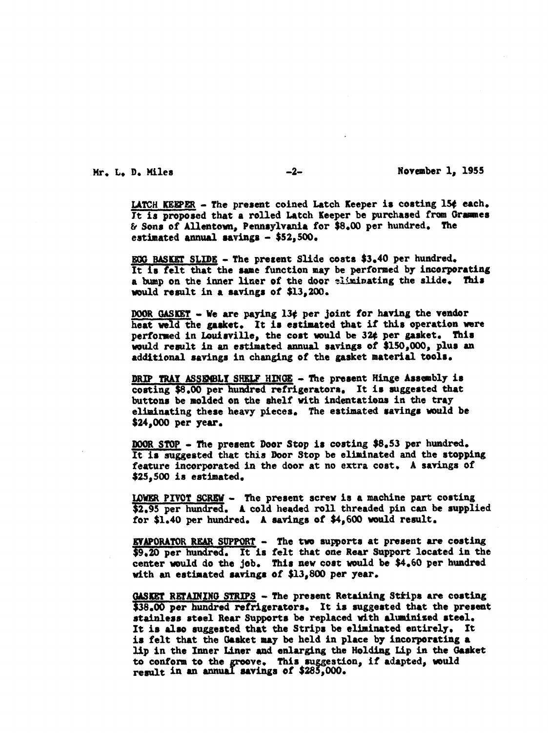Mr. L. D. Miles -2- November 1, 1955

<u>LATCH KEEPER</u> - The present coined Latch Keeper is costing 15¢ each. It is proposed that a rolled Latch Keeper be purchased from Grammes & Sons of Allentown, Pennsylvania for $8.00 per hundred. The estimated annual savings - $52,500.

<u>EGG BASKET SLIDE</u> - The present Slide costs $3.40 per hundred. It is felt that the same function may be performed by incorporating a bump on the inner liner of the door eliminating the slide. This would result in a savings of $13,200.

<u>DOOR GASKET</u> - We are paying 13¢ per joint for having the vendor heat weld the gasket. It is estimated that if this operation were performed in Louisville, the cost would be 32¢ per gasket. This would result in an estimated annual savings of $150,000, plus an additional savings in changing of the gasket material tools.

<u>DRIP TRAY ASSEMBLY SHELF HINGE</u> - The present Hinge Assembly is costing $8.00 per hundred refrigerators. It is suggested that buttons be molded on the shelf with indentations in the tray eliminating these heavy pieces. The estimated savings would be $24,000 per year.

<u>DOOR STOP</u> - The present Door Stop is costing $8.53 per hundred. It is suggested that this Door Stop be eliminated and the stopping feature incorporated in the door at no extra cost. A savings of $25,500 is estimated.

<u>LOWER PIVOT SCREW</u> - The present screw is a machine part costing $2.95 per hundred. A cold headed roll threaded pin can be supplied for $1.40 per hundred. A savings of $4,600 would result.

<u>EVAPORATOR REAR SUPPORT</u> - The two supports at present are costing $9.20 per hundred. It is felt that one Rear Support located in the center would do the job. This new cost would be $4.60 per hundred with an estimated savings of $13,800 per year.

<u>GASKET RETAINING STRIPS</u> - The present Retaining Strips are costing $38.00 per hundred refrigerators. It is suggested that the present stainless steel Rear Supports be replaced with aluminized steel. It is also suggested that the Strips be eliminated entirely. It is felt that the Gasket may be held in place by incorporating a lip in the Inner Liner and enlarging the Holding Lip in the Gasket to conform to the groove. This suggestion, if adapted, would result in an annual savings of $285,000.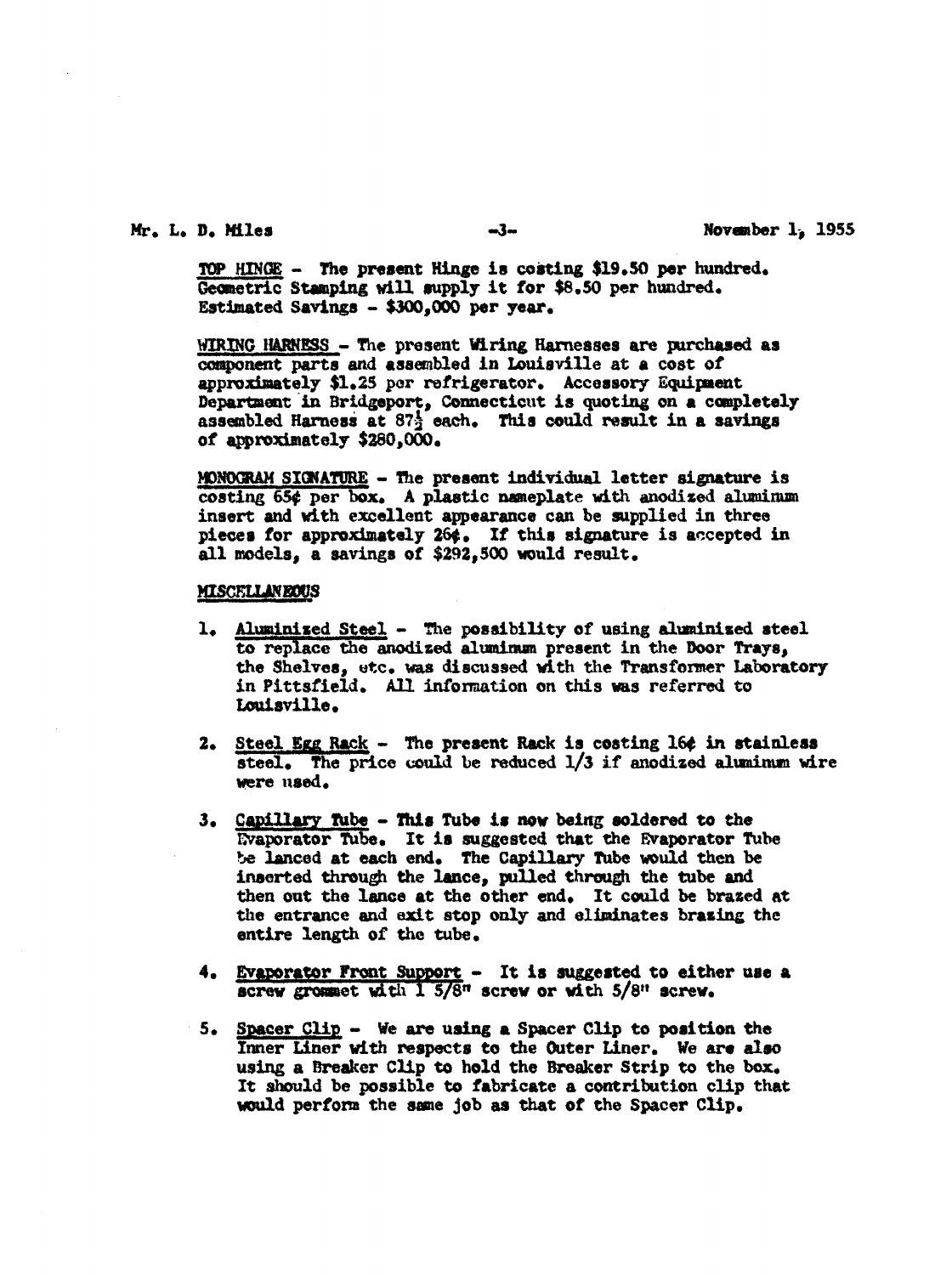TOP HINGE - The present Hinge is costing $19.50 per hundred. Geometric Stamping will supply it for $8.50 per hundred. Estimated Savings - $300,000 per year.

WIRING HARNESS - The present Wiring Harnesses are purchased as component parts and assembled in Louisville at a cost of approximately $1.25 per refrigerator. Accessory Equipment Department in Bridgeport, Connecticut is quoting on a completely assembled Harness at 87½ each. This could result in a savings of approximately $280,000.

MONOGRAM SIGNATURE - The present individual letter signature is costing 65¢ per box. A plastic nameplate with anodized aluminum insert and with excellent appearance can be supplied in three pieces for approximately 26¢. If this signature is accepted in all models, a savings of $292,500 would result.

MISCELLANEOUS

1. Aluminized Steel - The possibility of using aluminized steel to replace the anodized aluminum present in the Door Trays, the Shelves, etc. was discussed with the Transformer Laboratory in Pittsfield. All information on this was referred to Louisville.

2. Steel Egg Rack - The present Rack is costing 16¢ in stainless steel. The price could be reduced 1/3 if anodized aluminum wire were used.

3. Capillary Tube - This Tube is now being soldered to the Evaporator Tube. It is suggested that the Evaporator Tube be lanced at each end. The Capillary Tube would then be inserted through the lance, pulled through the tube and then out the lance at the other end. It could be brazed at the entrance and exit stop only and eliminates brazing the entire length of the tube.

4. Evaporator Front Support - It is suggested to either use a screw grommet with 1 5/8" screw or with 5/8" screw.

5. Spacer Clip - We are using a Spacer Clip to position the Inner Liner with respects to the Outer Liner. We are also using a Breaker Clip to hold the Breaker Strip to the box. It should be possible to fabricate a contribution clip that would perform the same job as that of the Spacer Clip.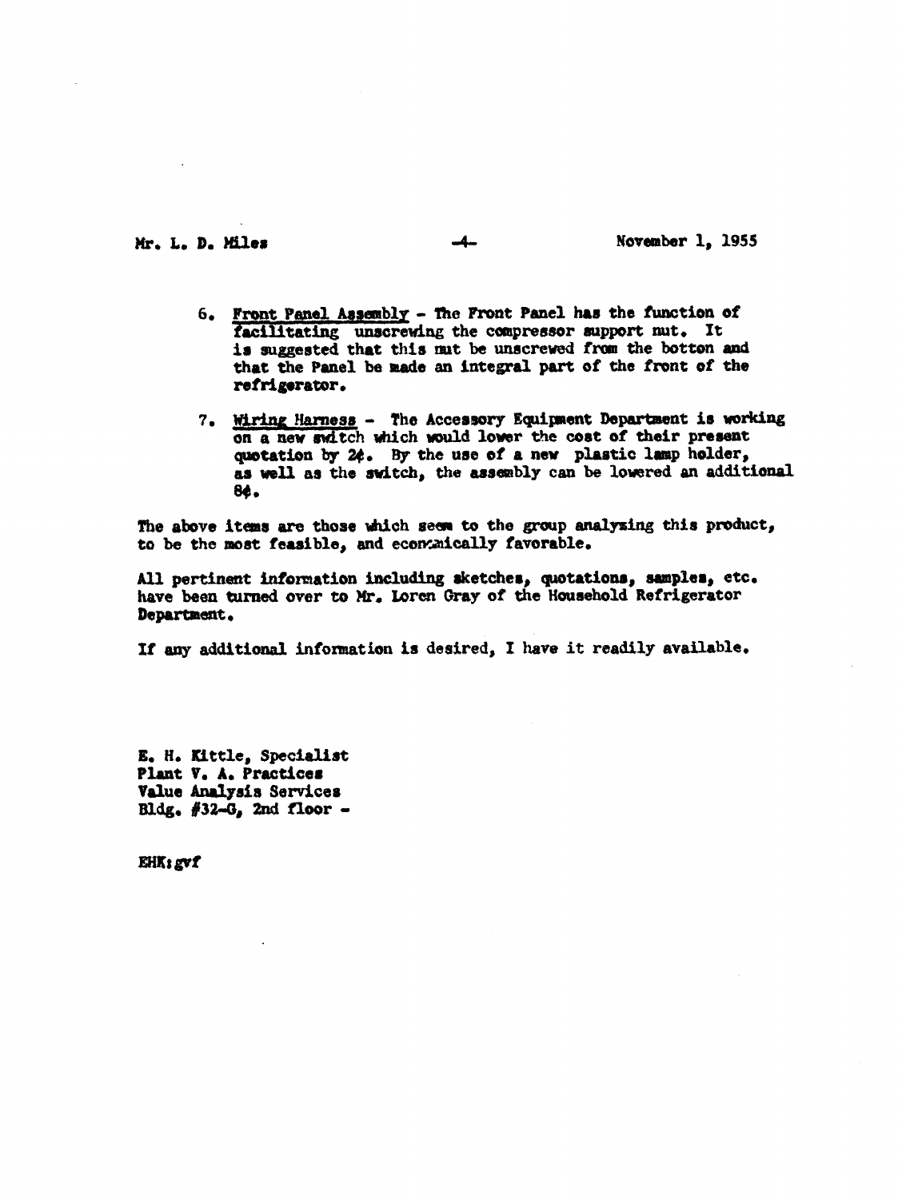6. Front Panel Assembly - The Front Panel has the function of facilitating unscrewing the compressor support nut. It is suggested that this nut be unscrewed from the botton and that the Panel be made an integral part of the front of the refrigerator.

7. Wiring Harness - The Accessory Equipment Department is working on a new switch which would lower the cost of their present quotation by 2¢. By the use of a new plastic lamp holder, as well as the switch, the assembly can be lowered an additional 8¢.

The above items are those which seem to the group analyzing this product, to be the most feasible, and economically favorable.

All pertinent information including sketches, quotations, samples, etc. have been turned over to Mr. Loren Gray of the Household Refrigerator Department.

If any additional information is desired, I have it readily available.

E. H. Kittle, Specialist
Plant V. A. Practices
Value Analysis Services
Bldg. #32-G, 2nd floor -

EHK:gvf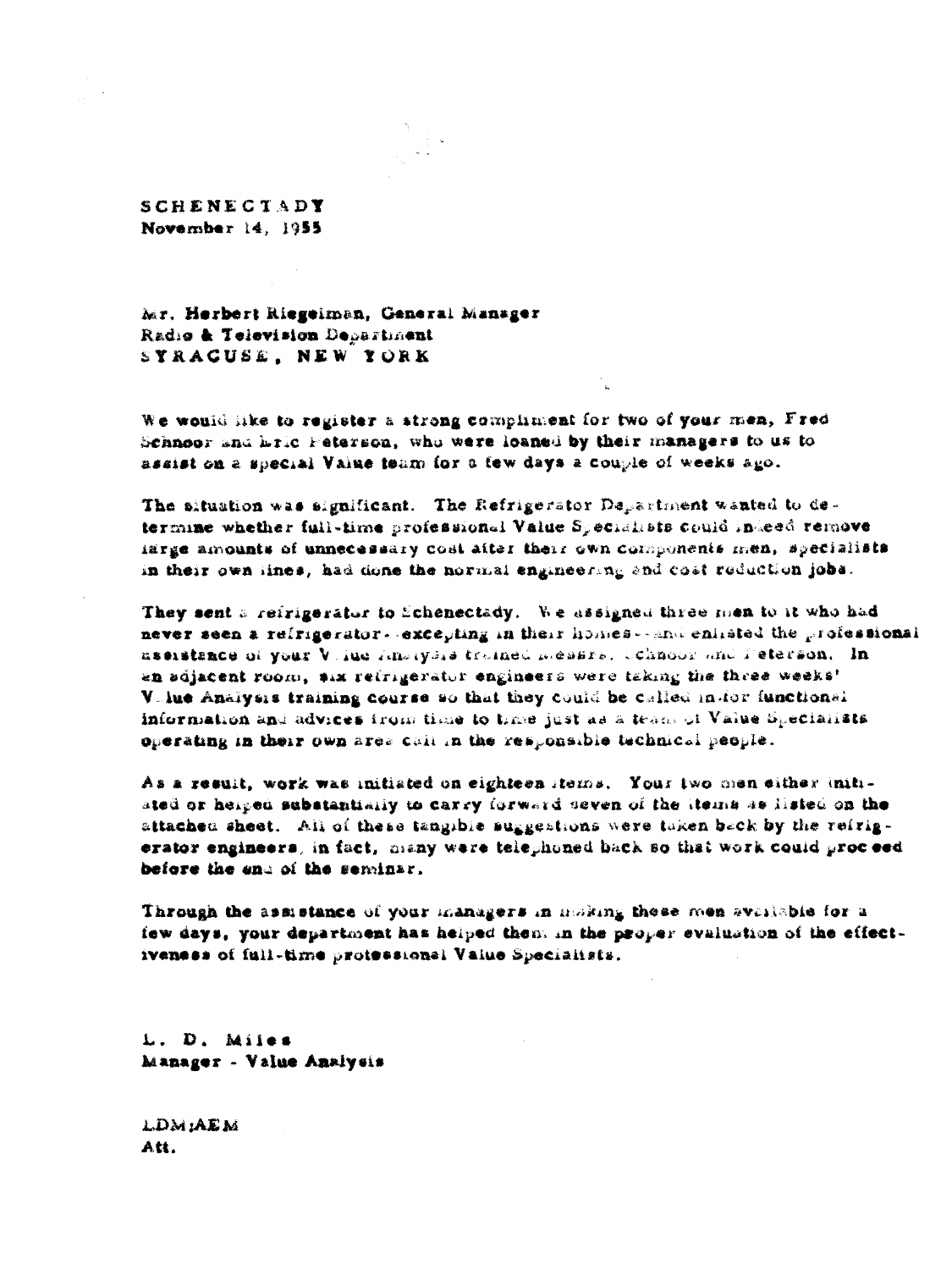SCHENECTADY
November 14, 1955

Mr. Herbert Riegelman, General Manager
Radio & Television Department
SYRACUSE, NEW YORK

We would like to register a strong compliment for two of your men, Fred Schnoor and Eric Peterson, who were loaned by their managers to us to assist on a special Value team for a few days a couple of weeks ago.

The situation was significant. The Refrigerator Department wanted to determine whether full-time professional Value Specialists could indeed remove large amounts of unnecessary cost after their own components men, specialists in their own lines, had done the normal engineering and cost reduction jobs.

They sent a refrigerator to Schenectady. We assigned three men to it who had never seen a refrigerator--excepting in their homes--and enlisted the professional assistance of your Value Analysis trained Messrs. Schnoor and Peterson. In an adjacent room, six refrigerator engineers were taking the three weeks' Value Analysis training course so that they could be called in for functional information and advices from time to time just as a team of Value Specialists operating in their own area call in the responsible technical people.

As a result, work was initiated on eighteen items. Your two men either initiated or helped substantially to carry forward seven of the items as listed on the attached sheet. All of these tangible suggestions were taken back by the refrigerator engineers, in fact, many were telephoned back so that work could proceed before the end of the seminar.

Through the assistance of your managers in making these men available for a few days, your department has helped them in the proper evaluation of the effectiveness of full-time professional Value Specialists.

L. D. Miles
Manager - Value Analysis

LDM:AEM
Att.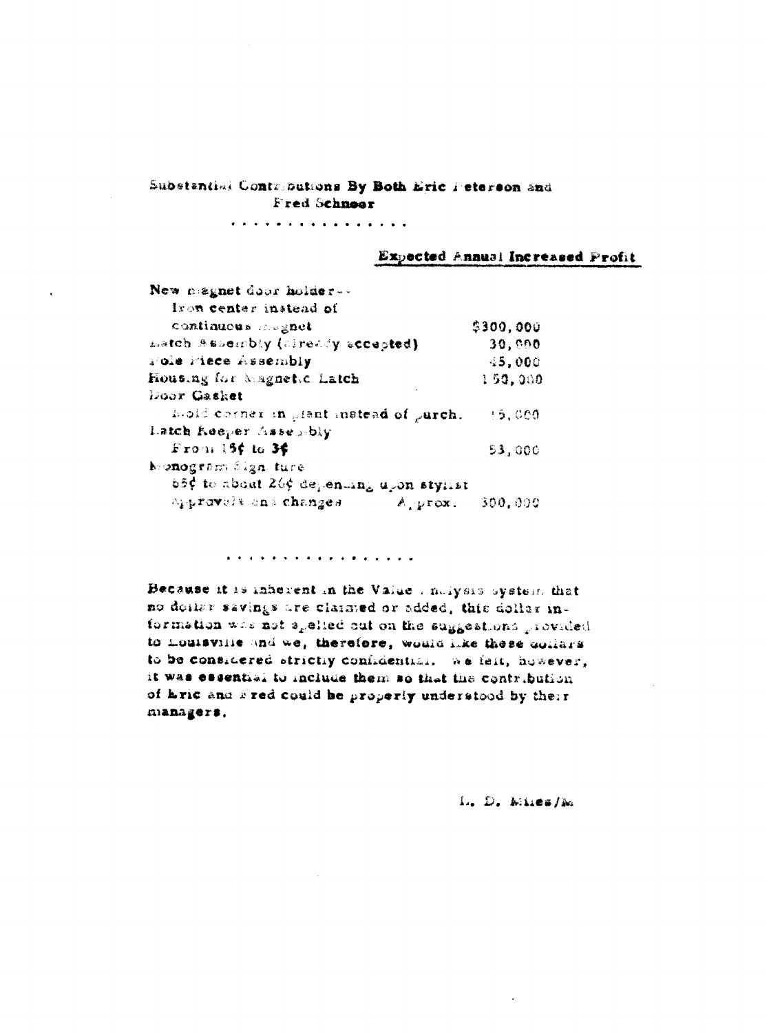**Substantial Contributions By Both Eric Peterson and Fred Schneer**

. . . . . . . . . . . . . . .

| | **Expected Annual Increased Profit** |
|---|---|
| New magnet door holder-- Iron center instead of continuous magnet | \$300,000 |
| Latch Assembly (already accepted) | 30,000 |
| Pole Piece Assembly | 45,000 |
| Housing for Magnetic Latch | 150,000 |
| Door Gasket — Mold corner in plant instead of purch. | 15,000 |
| Latch Keeper Assembly — From 15¢ to 3¢ | 53,000 |
| Monogram Signature — 65¢ to about 26¢ depending upon stylist approvals and changes | Approx. 300,000 |

. . . . . . . . . . . . . . . .

Because it is inherent in the Value Analysis system that no dollar savings are claimed or added, this dollar information was not spelled out on the suggestions provided to Louisville and we, therefore, would like these dollars to be considered strictly confidential. We felt, however, it was essential to include them so that the contribution of Eric and Fred could be properly understood by their managers.

L. D. Miles/hs